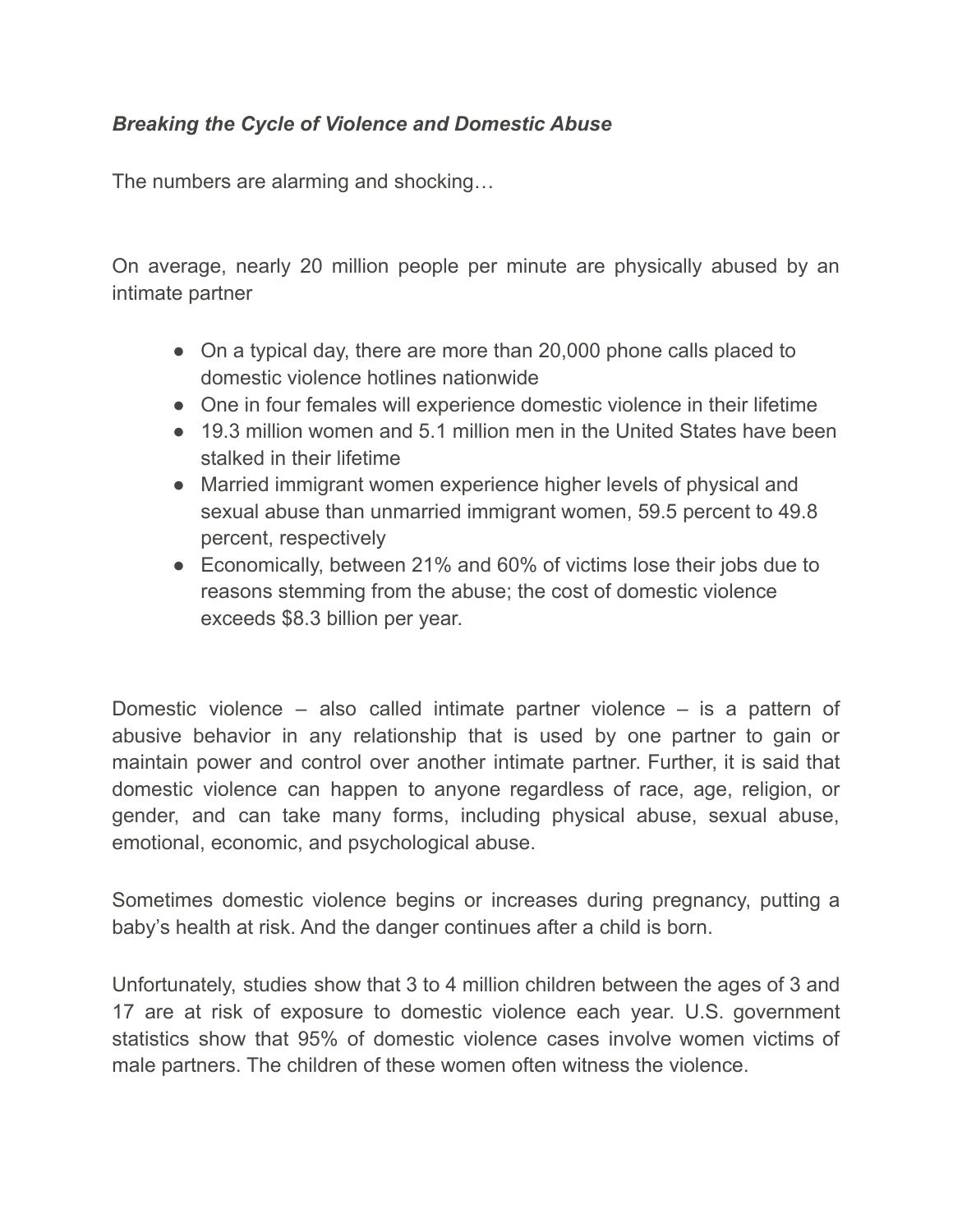***Breaking the Cycle of Violence and Domestic Abuse***

The numbers are alarming and shocking…

On average, nearly 20 million people per minute are physically abused by an intimate partner

- On a typical day, there are more than 20,000 phone calls placed to domestic violence hotlines nationwide
- One in four females will experience domestic violence in their lifetime
- 19.3 million women and 5.1 million men in the United States have been stalked in their lifetime
- Married immigrant women experience higher levels of physical and sexual abuse than unmarried immigrant women, 59.5 percent to 49.8 percent, respectively
- Economically, between 21% and 60% of victims lose their jobs due to reasons stemming from the abuse; the cost of domestic violence exceeds $8.3 billion per year.

Domestic violence – also called intimate partner violence – is a pattern of abusive behavior in any relationship that is used by one partner to gain or maintain power and control over another intimate partner. Further, it is said that domestic violence can happen to anyone regardless of race, age, religion, or gender, and can take many forms, including physical abuse, sexual abuse, emotional, economic, and psychological abuse.

Sometimes domestic violence begins or increases during pregnancy, putting a baby's health at risk. And the danger continues after a child is born.

Unfortunately, studies show that 3 to 4 million children between the ages of 3 and 17 are at risk of exposure to domestic violence each year. U.S. government statistics show that 95% of domestic violence cases involve women victims of male partners. The children of these women often witness the violence.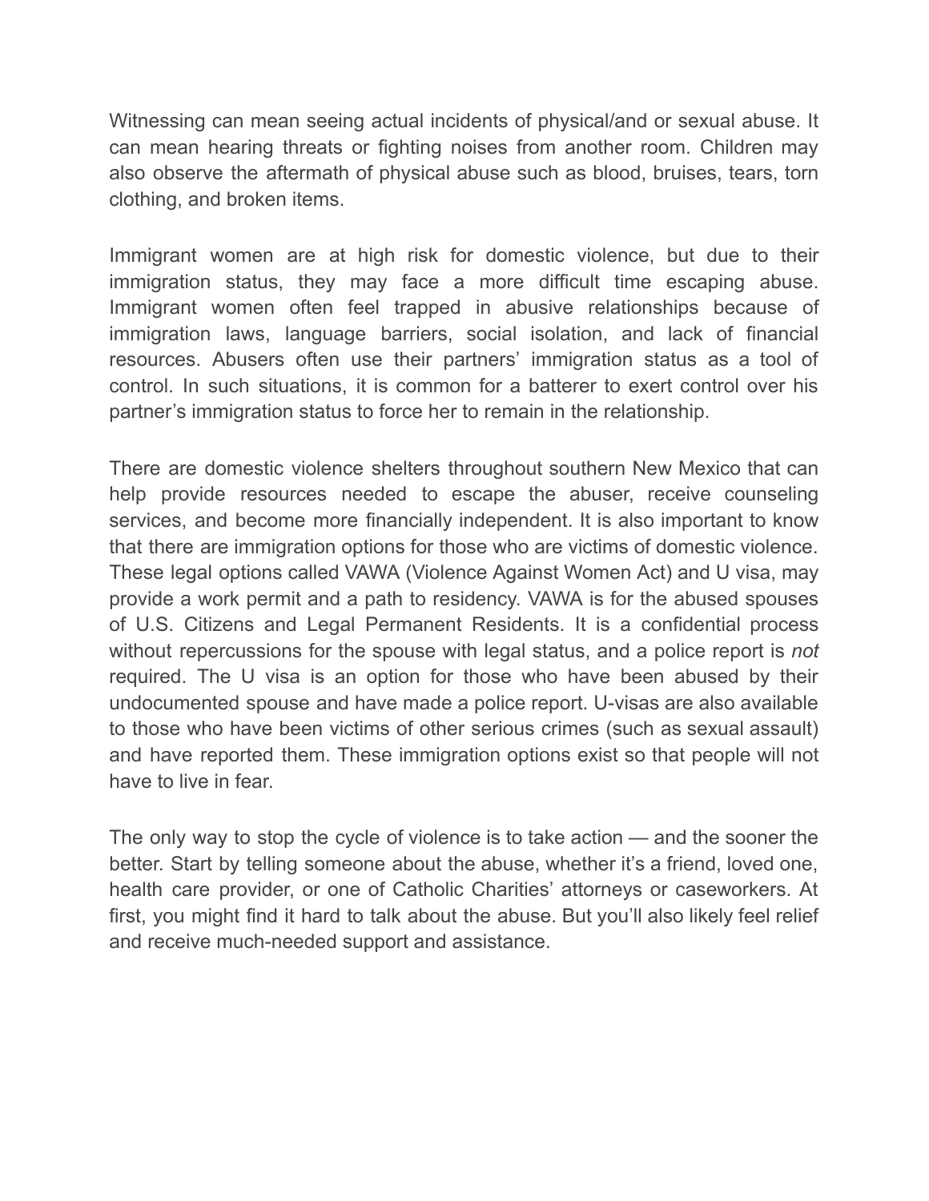Witnessing can mean seeing actual incidents of physical/and or sexual abuse. It can mean hearing threats or fighting noises from another room. Children may also observe the aftermath of physical abuse such as blood, bruises, tears, torn clothing, and broken items.

Immigrant women are at high risk for domestic violence, but due to their immigration status, they may face a more difficult time escaping abuse. Immigrant women often feel trapped in abusive relationships because of immigration laws, language barriers, social isolation, and lack of financial resources. Abusers often use their partners' immigration status as a tool of control. In such situations, it is common for a batterer to exert control over his partner's immigration status to force her to remain in the relationship.

There are domestic violence shelters throughout southern New Mexico that can help provide resources needed to escape the abuser, receive counseling services, and become more financially independent. It is also important to know that there are immigration options for those who are victims of domestic violence. These legal options called VAWA (Violence Against Women Act) and U visa, may provide a work permit and a path to residency. VAWA is for the abused spouses of U.S. Citizens and Legal Permanent Residents. It is a confidential process without repercussions for the spouse with legal status, and a police report is *not* required. The U visa is an option for those who have been abused by their undocumented spouse and have made a police report. U-visas are also available to those who have been victims of other serious crimes (such as sexual assault) and have reported them. These immigration options exist so that people will not have to live in fear.

The only way to stop the cycle of violence is to take action — and the sooner the better. Start by telling someone about the abuse, whether it's a friend, loved one, health care provider, or one of Catholic Charities' attorneys or caseworkers. At first, you might find it hard to talk about the abuse. But you'll also likely feel relief and receive much-needed support and assistance.